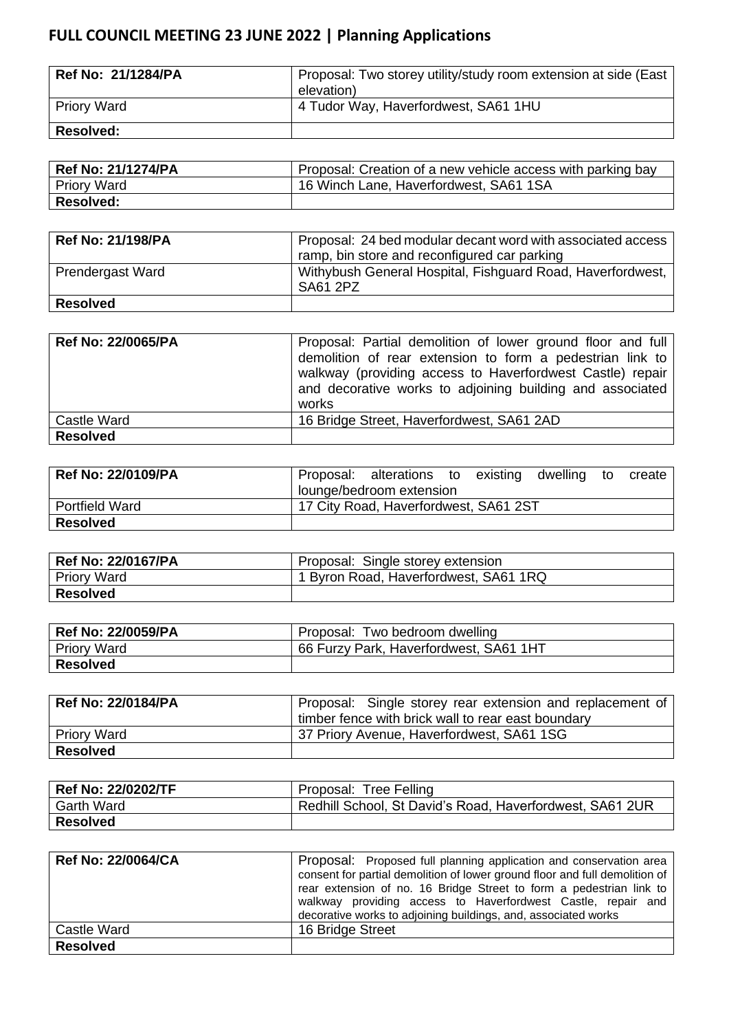# FULL COUNCIL MEETING 23 JUNE 2022 | Planning Applications

| **Ref No: 21/1284/PA** | Proposal: Two storey utility/study room extension at side (East elevation) |
|---|---|
| Priory Ward | 4 Tudor Way, Haverfordwest, SA61 1HU |
| **Resolved:** | |

| **Ref No: 21/1274/PA** | Proposal: Creation of a new vehicle access with parking bay |
|---|---|
| Priory Ward | 16 Winch Lane, Haverfordwest, SA61 1SA |
| **Resolved:** | |

| **Ref No: 21/198/PA** | Proposal: 24 bed modular decant word with associated access ramp, bin store and reconfigured car parking |
|---|---|
| Prendergast Ward | Withybush General Hospital, Fishguard Road, Haverfordwest, SA61 2PZ |
| **Resolved** | |

| **Ref No: 22/0065/PA** | Proposal: Partial demolition of lower ground floor and full demolition of rear extension to form a pedestrian link to walkway (providing access to Haverfordwest Castle) repair and decorative works to adjoining building and associated works |
|---|---|
| Castle Ward | 16 Bridge Street, Haverfordwest, SA61 2AD |
| **Resolved** | |

| **Ref No: 22/0109/PA** | Proposal: alterations to existing dwelling to create lounge/bedroom extension |
|---|---|
| Portfield Ward | 17 City Road, Haverfordwest, SA61 2ST |
| **Resolved** | |

| **Ref No: 22/0167/PA** | Proposal: Single storey extension |
|---|---|
| Priory Ward | 1 Byron Road, Haverfordwest, SA61 1RQ |
| **Resolved** | |

| **Ref No: 22/0059/PA** | Proposal: Two bedroom dwelling |
|---|---|
| Priory Ward | 66 Furzy Park, Haverfordwest, SA61 1HT |
| **Resolved** | |

| **Ref No: 22/0184/PA** | Proposal: Single storey rear extension and replacement of timber fence with brick wall to rear east boundary |
|---|---|
| Priory Ward | 37 Priory Avenue, Haverfordwest, SA61 1SG |
| **Resolved** | |

| **Ref No: 22/0202/TF** | Proposal: Tree Felling |
|---|---|
| Garth Ward | Redhill School, St David's Road, Haverfordwest, SA61 2UR |
| **Resolved** | |

| **Ref No: 22/0064/CA** | Proposal: Proposed full planning application and conservation area consent for partial demolition of lower ground floor and full demolition of rear extension of no. 16 Bridge Street to form a pedestrian link to walkway providing access to Haverfordwest Castle, repair and decorative works to adjoining buildings, and, associated works |
|---|---|
| Castle Ward | 16 Bridge Street |
| **Resolved** | |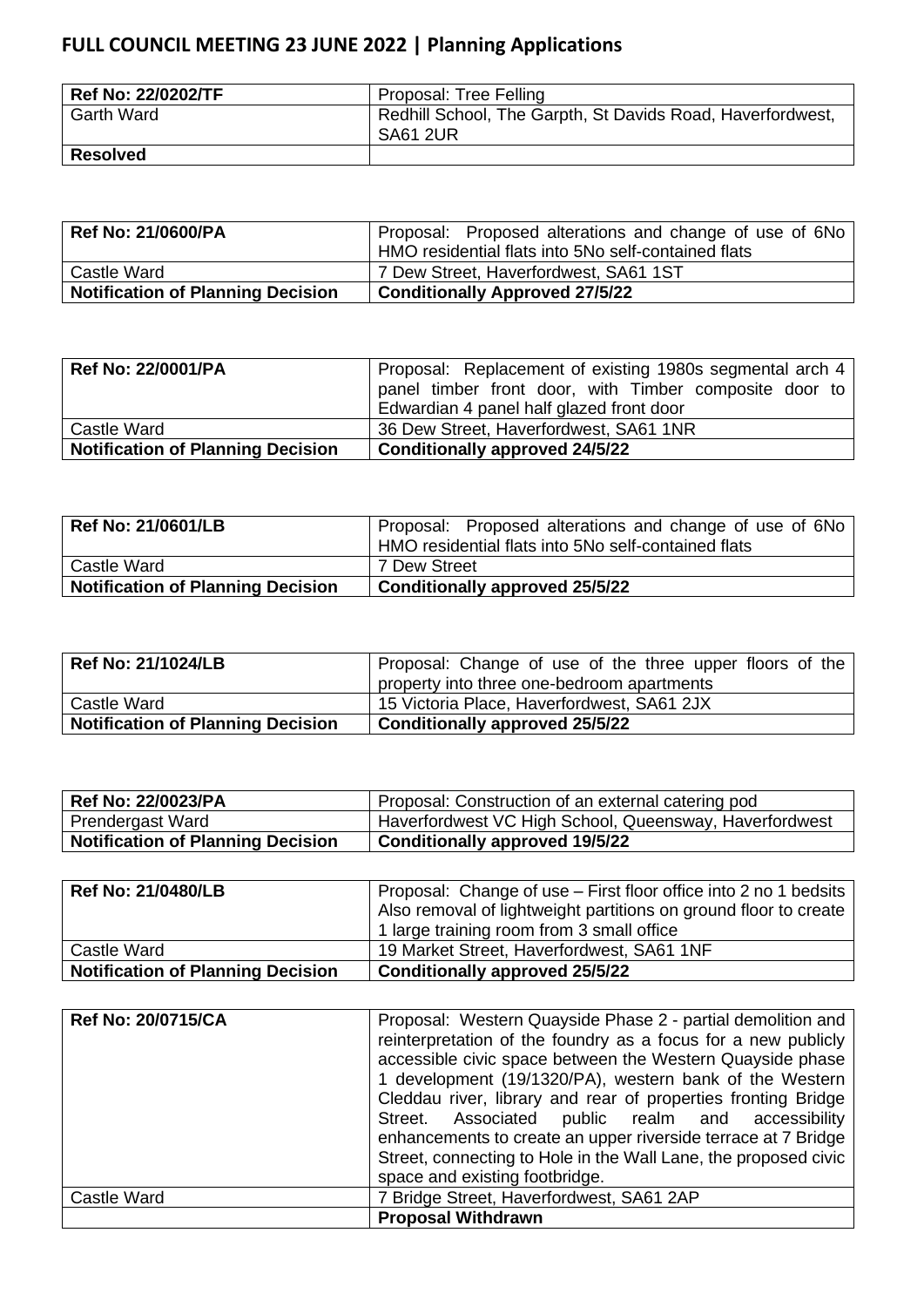## FULL COUNCIL MEETING 23 JUNE 2022 | Planning Applications

| **Ref No: 22/0202/TF** | Proposal: Tree Felling |
|---|---|
| Garth Ward | Redhill School, The Garpth, St Davids Road, Haverfordwest, SA61 2UR |
| **Resolved** | |

| **Ref No: 21/0600/PA** | Proposal: Proposed alterations and change of use of 6No HMO residential flats into 5No self-contained flats |
|---|---|
| Castle Ward | 7 Dew Street, Haverfordwest, SA61 1ST |
| **Notification of Planning Decision** | **Conditionally Approved 27/5/22** |

| **Ref No: 22/0001/PA** | Proposal: Replacement of existing 1980s segmental arch 4 panel timber front door, with Timber composite door to Edwardian 4 panel half glazed front door |
|---|---|
| Castle Ward | 36 Dew Street, Haverfordwest, SA61 1NR |
| **Notification of Planning Decision** | **Conditionally approved 24/5/22** |

| **Ref No: 21/0601/LB** | Proposal: Proposed alterations and change of use of 6No HMO residential flats into 5No self-contained flats |
|---|---|
| Castle Ward | 7 Dew Street |
| **Notification of Planning Decision** | **Conditionally approved 25/5/22** |

| **Ref No: 21/1024/LB** | Proposal: Change of use of the three upper floors of the property into three one-bedroom apartments |
|---|---|
| Castle Ward | 15 Victoria Place, Haverfordwest, SA61 2JX |
| **Notification of Planning Decision** | **Conditionally approved 25/5/22** |

| **Ref No: 22/0023/PA** | Proposal: Construction of an external catering pod |
|---|---|
| Prendergast Ward | Haverfordwest VC High School, Queensway, Haverfordwest |
| **Notification of Planning Decision** | **Conditionally approved 19/5/22** |

| **Ref No: 21/0480/LB** | Proposal: Change of use – First floor office into 2 no 1 bedsits Also removal of lightweight partitions on ground floor to create 1 large training room from 3 small office |
|---|---|
| Castle Ward | 19 Market Street, Haverfordwest, SA61 1NF |
| **Notification of Planning Decision** | **Conditionally approved 25/5/22** |

| **Ref No: 20/0715/CA** | Proposal: Western Quayside Phase 2 - partial demolition and reinterpretation of the foundry as a focus for a new publicly accessible civic space between the Western Quayside phase 1 development (19/1320/PA), western bank of the Western Cleddau river, library and rear of properties fronting Bridge Street. Associated public realm and accessibility enhancements to create an upper riverside terrace at 7 Bridge Street, connecting to Hole in the Wall Lane, the proposed civic space and existing footbridge. |
|---|---|
| Castle Ward | 7 Bridge Street, Haverfordwest, SA61 2AP |
| | **Proposal Withdrawn** |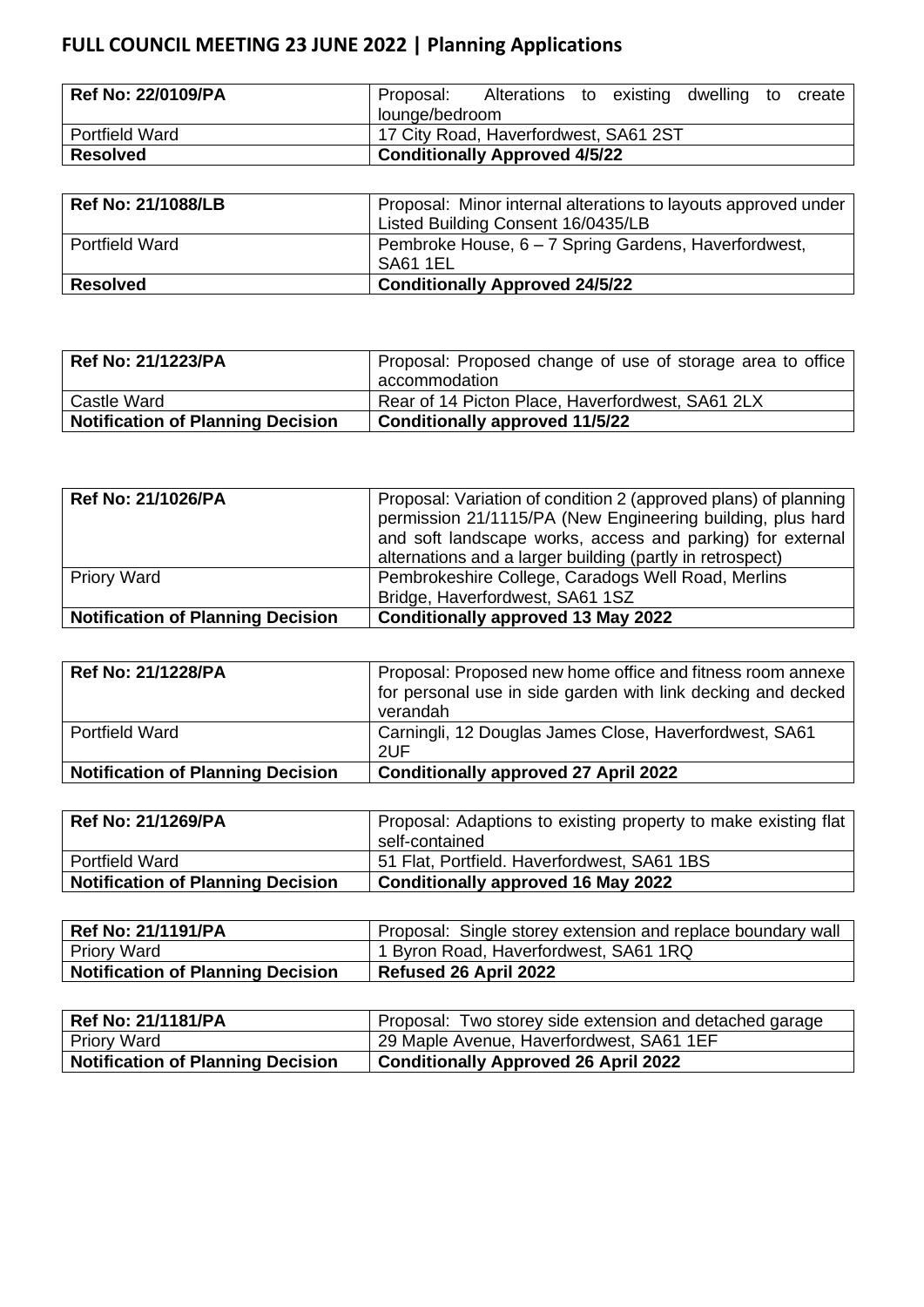# FULL COUNCIL MEETING 23 JUNE 2022 | Planning Applications

| | |
|---|---|
| **Ref No: 22/0109/PA** | Proposal: Alterations to existing dwelling to create lounge/bedroom |
| Portfield Ward | 17 City Road, Haverfordwest, SA61 2ST |
| **Resolved** | **Conditionally Approved 4/5/22** |

| | |
|---|---|
| **Ref No: 21/1088/LB** | Proposal: Minor internal alterations to layouts approved under Listed Building Consent 16/0435/LB |
| Portfield Ward | Pembroke House, 6 – 7 Spring Gardens, Haverfordwest, SA61 1EL |
| **Resolved** | **Conditionally Approved 24/5/22** |

| | |
|---|---|
| **Ref No: 21/1223/PA** | Proposal: Proposed change of use of storage area to office accommodation |
| Castle Ward | Rear of 14 Picton Place, Haverfordwest, SA61 2LX |
| **Notification of Planning Decision** | **Conditionally approved 11/5/22** |

| | |
|---|---|
| **Ref No: 21/1026/PA** | Proposal: Variation of condition 2 (approved plans) of planning permission 21/1115/PA (New Engineering building, plus hard and soft landscape works, access and parking) for external alternations and a larger building (partly in retrospect) |
| Priory Ward | Pembrokeshire College, Caradogs Well Road, Merlins Bridge, Haverfordwest, SA61 1SZ |
| **Notification of Planning Decision** | **Conditionally approved 13 May 2022** |

| | |
|---|---|
| **Ref No: 21/1228/PA** | Proposal: Proposed new home office and fitness room annexe for personal use in side garden with link decking and decked verandah |
| Portfield Ward | Carningli, 12 Douglas James Close, Haverfordwest, SA61 2UF |
| **Notification of Planning Decision** | **Conditionally approved 27 April 2022** |

| | |
|---|---|
| **Ref No: 21/1269/PA** | Proposal: Adaptions to existing property to make existing flat self-contained |
| Portfield Ward | 51 Flat, Portfield. Haverfordwest, SA61 1BS |
| **Notification of Planning Decision** | **Conditionally approved 16 May 2022** |

| | |
|---|---|
| **Ref No: 21/1191/PA** | Proposal: Single storey extension and replace boundary wall |
| Priory Ward | 1 Byron Road, Haverfordwest, SA61 1RQ |
| **Notification of Planning Decision** | **Refused 26 April 2022** |

| | |
|---|---|
| **Ref No: 21/1181/PA** | Proposal: Two storey side extension and detached garage |
| Priory Ward | 29 Maple Avenue, Haverfordwest, SA61 1EF |
| **Notification of Planning Decision** | **Conditionally Approved 26 April 2022** |